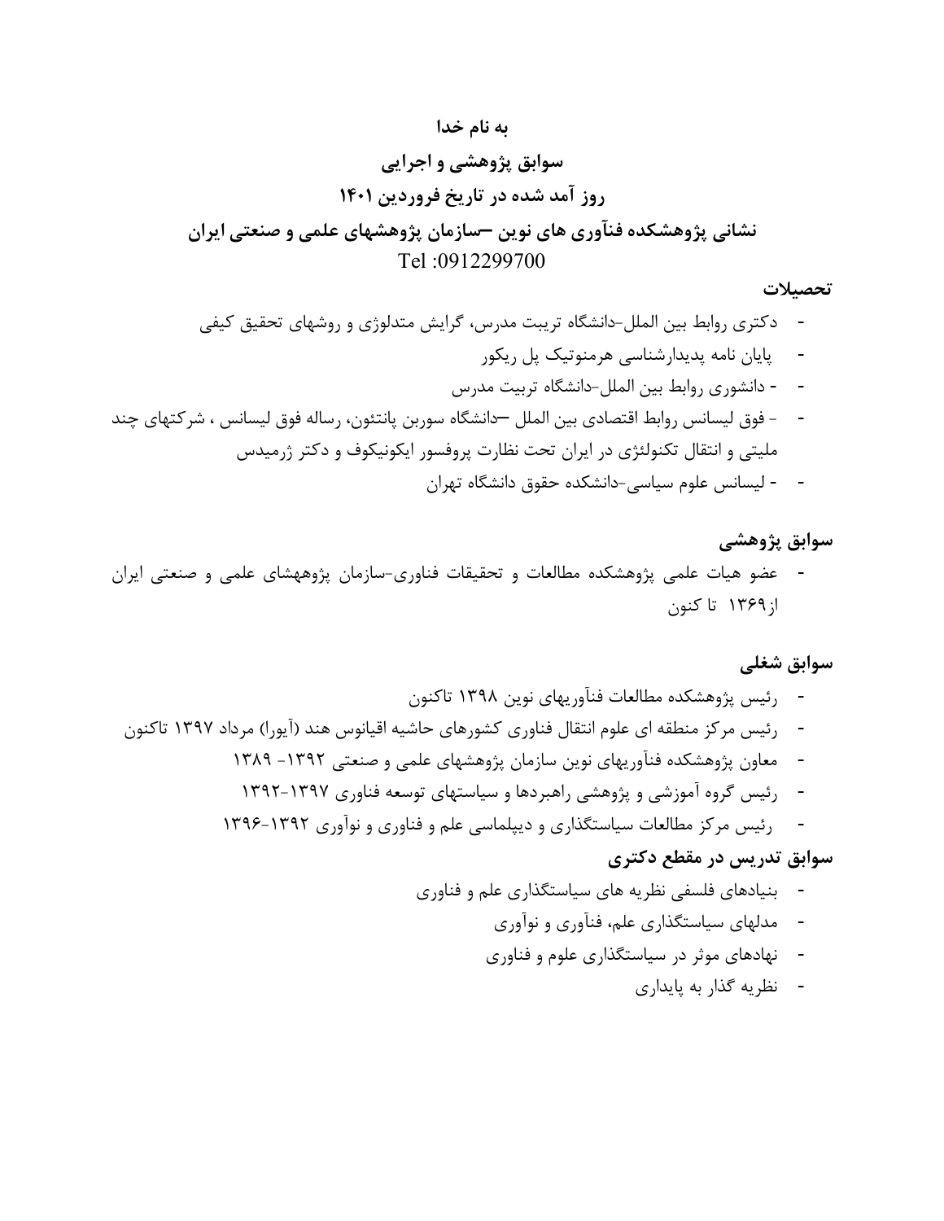**به نام خدا**

**سوابق پژوهشی و اجرایی**

**روز آمد شده در تاریخ فروردین ۱۴۰۱**

**نشانی پژوهشکده فنآوری های نوین –سازمان پژوهشهای علمی و صنعتی ایران**

Tel :0912299700

### تحصیلات

- دکتری روابط بین الملل-دانشگاه تربیت مدرس، گرایش متدلوژی و روشهای تحقیق کیفی
- پایان نامه پدیدارشناسی هرمنوتیک پل ریکور
- - دانشوری روابط بین الملل-دانشگاه تربیت مدرس
- - فوق لیسانس روابط اقتصادی بین الملل –دانشگاه سوربن پانتئون، رساله فوق لیسانس ، شرکتهای چند ملیتی و انتقال تکنولژی در ایران تحت نظارت پروفسور ایکونیکوف و دکتر ژرمیدس
- - لیسانس علوم سیاسی-دانشکده حقوق دانشگاه تهران

### سوابق پژوهشی

- عضو هیات علمی پژوهشکده مطالعات و تحقیقات فناوری-سازمان پژوههشای علمی و صنعتی ایران از۱۳۶۹ تا کنون

### سوابق شغلی

- رئیس پژوهشکده مطالعات فنآوریهای نوین ۱۳۹۸ تاکنون
- رئیس مرکز منطقه ای علوم انتقال فناوری کشورهای حاشیه اقیانوس هند (آیورا) مرداد ۱۳۹۷ تاکنون
- معاون پژوهشکده فنآوریهای نوین سازمان پژوهشهای علمی و صنعتی ۱۳۹۲- ۱۳۸۹
- رئیس گروه آموزشی و پژوهشی راهبردها و سیاستهای توسعه فناوری ۱۳۹۷-۱۳۹۲
- رئیس مرکز مطالعات سیاستگذاری و دیپلماسی علم و فناوری و نوآوری ۱۳۹۲-۱۳۹۶

### سوابق تدریس در مقطع دکتری

- بنیادهای فلسفی نظریه های سیاستگذاری علم و فناوری
- مدلهای سیاستگذاری علم، فنآوری و نوآوری
- نهادهای موثر در سیاستگذاری علوم و فناوری
- نظریه گذار به پایداری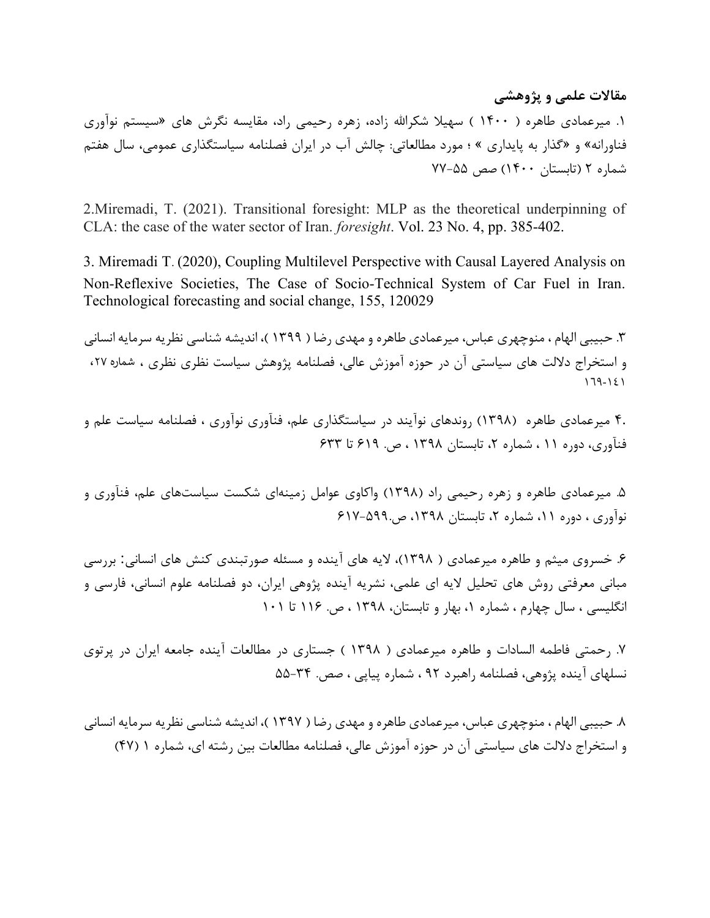## مقالات علمی و پژوهشی

۱. میرعمادی طاهره ( ۱۴۰۰ ) سهیلا شکرالله زاده، زهره رحیمی راد، مقایسه نگرش های «سیستم نوآوری فناورانه» و «گذار به پایداری » ؛ مورد مطالعاتی: چالش آب در ایران فصلنامه سیاستگذاری عمومی، سال هفتم شماره ۲ (تابستان ۱۴۰۰) صص ۵۵-۷۷

2.Miremadi, T. (2021). Transitional foresight: MLP as the theoretical underpinning of CLA: the case of the water sector of Iran. *foresight*. Vol. 23 No. 4, pp. 385-402.

3. Miremadi T. (2020), Coupling Multilevel Perspective with Causal Layered Analysis on Non-Reflexive Societies, The Case of Socio-Technical System of Car Fuel in Iran. Technological forecasting and social change, 155, 120029

۳. حبیبی الهام ، منوچهری عباس، میرعمادی طاهره و مهدی رضا ( ۱۳۹۹ )، اندیشه شناسی نظریه سرمایه انسانی و استخراج دلالت های سیاستی آن در حوزه آموزش عالی، فصلنامه پژوهش سیاست نظری نظری ، شماره ۲۷، ۱۴۱-۱۶۹

۴. میرعمادی طاهره (۱۳۹۸) روندهای نوآیند در سیاستگذاری علم، فنآوری نوآوری ، فصلنامه سیاست علم و فنآوری، دوره ۱۱ ، شماره ۲، تابستان ۱۳۹۸ ، ص. ۶۱۹ تا ۶۳۳

۵. میرعمادی طاهره و زهره رحیمی راد (۱۳۹۸) واکاوی عوامل زمینه‌ای شکست سیاست‌های علم، فنآوری و نوآوری ، دوره ۱۱، شماره ۲، تابستان ۱۳۹۸، ص.۵۹۹-۶۱۷

۶. خسروی میثم و طاهره میرعمادی ( ۱۳۹۸)، لایه های آینده و مسئله صورتبندی کنش های انسانی: بررسی مبانی معرفتی روش های تحلیل لایه ای علمی، نشریه آینده پژوهی ایران، دو فصلنامه علوم انسانی، فارسی و انگلیسی ، سال چهارم ، شماره ۱، بهار و تابستان، ۱۳۹۸ ، ص. ۱۱۶ تا ۱۰۱

۷. رحمتی فاطمه السادات و طاهره میرعمادی ( ۱۳۹۸ ) جستاری در مطالعات آینده جامعه ایران در پرتوی نسلهای آینده پژوهی، فصلنامه راهبرد ۹۲ ، شماره پیاپی ، صص. ۳۴-۵۵

۸. حبیبی الهام ، منوچهری عباس، میرعمادی طاهره و مهدی رضا ( ۱۳۹۷ )، اندیشه شناسی نظریه سرمایه انسانی و استخراج دلالت های سیاستی آن در حوزه آموزش عالی، فصلنامه مطالعات بین رشته ای، شماره ۱ (۴۷)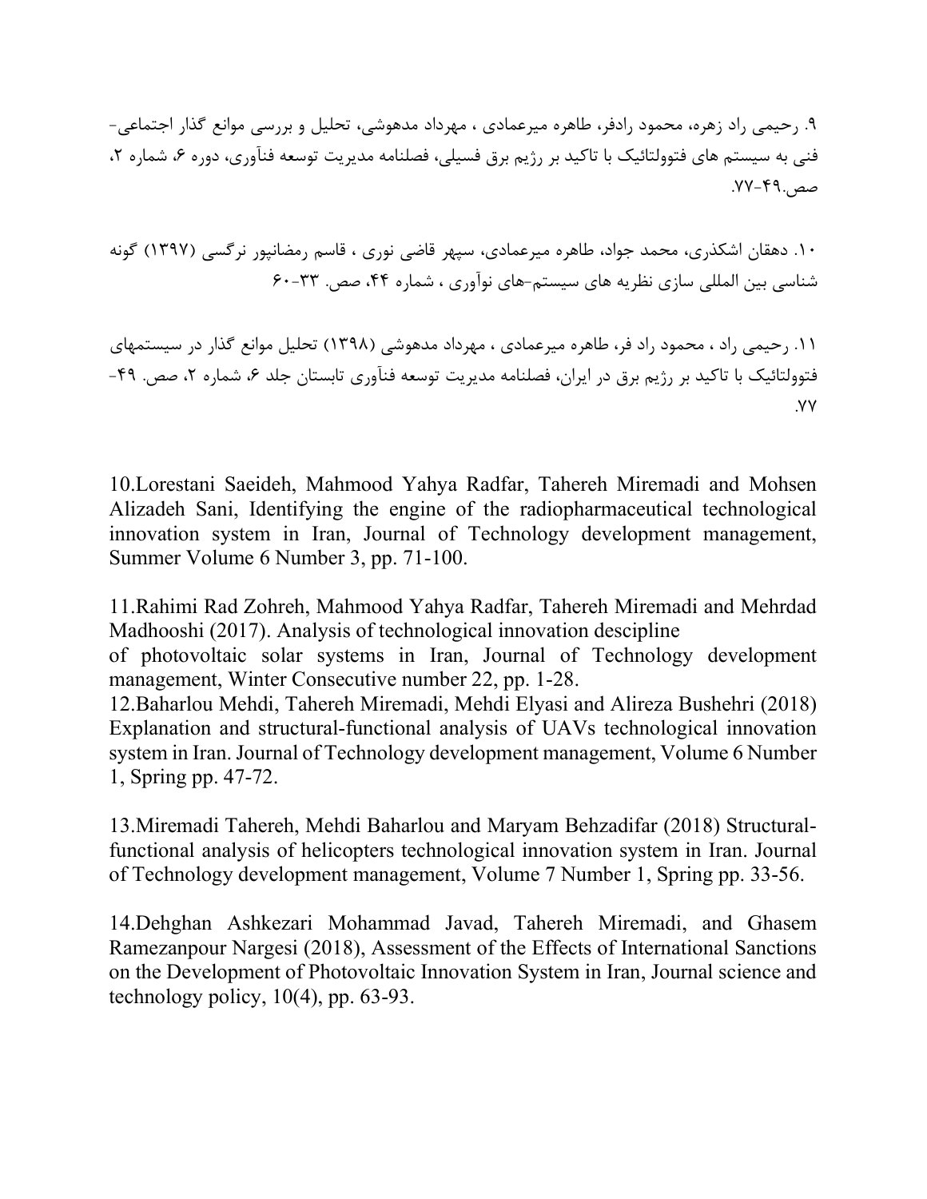۹. رحیمی راد زهره، محمود رادفر، طاهره میرعمادی ، مهرداد مدهوشی، تحلیل و بررسی موانع گذار اجتماعی-فنی به سیستم های فتوولتائیک با تاکید بر رژیم برق فسیلی، فصلنامه مدیریت توسعه فنآوری، دوره ۶، شماره ۲، صص.۴۹-۷۷.

۱۰. دهقان اشکذری، محمد جواد، طاهره میرعمادی، سپهر قاضی نوری ، قاسم رمضانپور نرگسی (۱۳۹۷) گونه شناسی بین المللی سازی نظریه های سیستم-های نوآوری ، شماره ۴۴، صص. ۳۳-۶۰

۱۱. رحیمی راد ، محمود راد فر، طاهره میرعمادی ، مهرداد مدهوشی (۱۳۹۸) تحلیل موانع گذار در سیستمهای فتوولتائیک با تاکید بر رژیم برق در ایران، فصلنامه مدیریت توسعه فنآوری تابستان جلد ۶، شماره ۲، صص. ۴۹-۷۷.

10.Lorestani Saeideh, Mahmood Yahya Radfar, Tahereh Miremadi and Mohsen Alizadeh Sani, Identifying the engine of the radiopharmaceutical technological innovation system in Iran, Journal of Technology development management, Summer Volume 6 Number 3, pp. 71-100.

11.Rahimi Rad Zohreh, Mahmood Yahya Radfar, Tahereh Miremadi and Mehrdad Madhooshi (2017). Analysis of technological innovation descipline of photovoltaic solar systems in Iran, Journal of Technology development management, Winter Consecutive number 22, pp. 1-28.

12.Baharlou Mehdi, Tahereh Miremadi, Mehdi Elyasi and Alireza Bushehri (2018) Explanation and structural-functional analysis of UAVs technological innovation system in Iran. Journal of Technology development management, Volume 6 Number 1, Spring pp. 47-72.

13.Miremadi Tahereh, Mehdi Baharlou and Maryam Behzadifar (2018) Structural-functional analysis of helicopters technological innovation system in Iran. Journal of Technology development management, Volume 7 Number 1, Spring pp. 33-56.

14.Dehghan Ashkezari Mohammad Javad, Tahereh Miremadi, and Ghasem Ramezanpour Nargesi (2018), Assessment of the Effects of International Sanctions on the Development of Photovoltaic Innovation System in Iran, Journal science and technology policy, 10(4), pp. 63-93.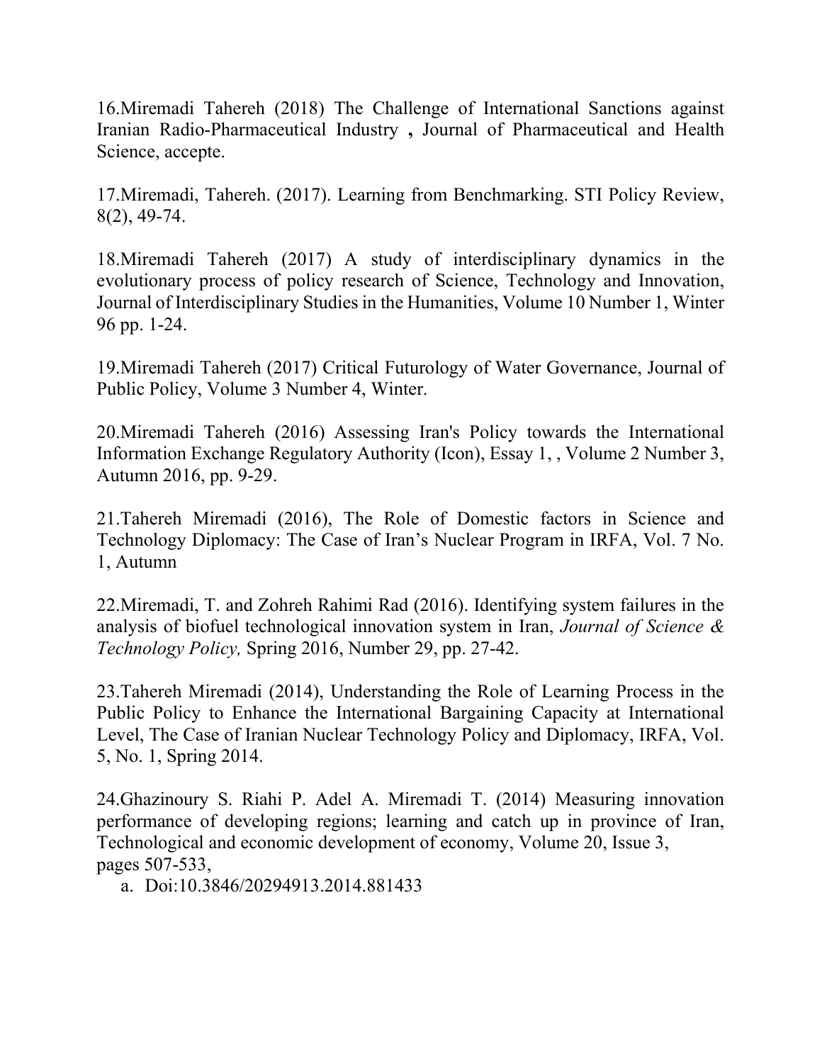16.Miremadi Tahereh (2018) The Challenge of International Sanctions against Iranian Radio-Pharmaceutical Industry **,** Journal of Pharmaceutical and Health Science, accepte.

17.Miremadi, Tahereh. (2017). Learning from Benchmarking. STI Policy Review, 8(2), 49-74.

18.Miremadi Tahereh (2017) A study of interdisciplinary dynamics in the evolutionary process of policy research of Science, Technology and Innovation, Journal of Interdisciplinary Studies in the Humanities, Volume 10 Number 1, Winter 96 pp. 1-24.

19.Miremadi Tahereh (2017) Critical Futurology of Water Governance, Journal of Public Policy, Volume 3 Number 4, Winter.

20.Miremadi Tahereh (2016) Assessing Iran's Policy towards the International Information Exchange Regulatory Authority (Icon), Essay 1, , Volume 2 Number 3, Autumn 2016, pp. 9-29.

21.Tahereh Miremadi (2016), The Role of Domestic factors in Science and Technology Diplomacy: The Case of Iran's Nuclear Program in IRFA, Vol. 7 No. 1, Autumn

22.Miremadi, T. and Zohreh Rahimi Rad (2016). Identifying system failures in the analysis of biofuel technological innovation system in Iran, *Journal of Science & Technology Policy,* Spring 2016, Number 29, pp. 27-42.

23.Tahereh Miremadi (2014), Understanding the Role of Learning Process in the Public Policy to Enhance the International Bargaining Capacity at International Level, The Case of Iranian Nuclear Technology Policy and Diplomacy, IRFA, Vol. 5, No. 1, Spring 2014.

24.Ghazinoury S. Riahi P. Adel A. Miremadi T. (2014) Measuring innovation performance of developing regions; learning and catch up in province of Iran, Technological and economic development of economy, Volume 20, Issue 3, pages 507-533,

a. Doi:10.3846/20294913.2014.881433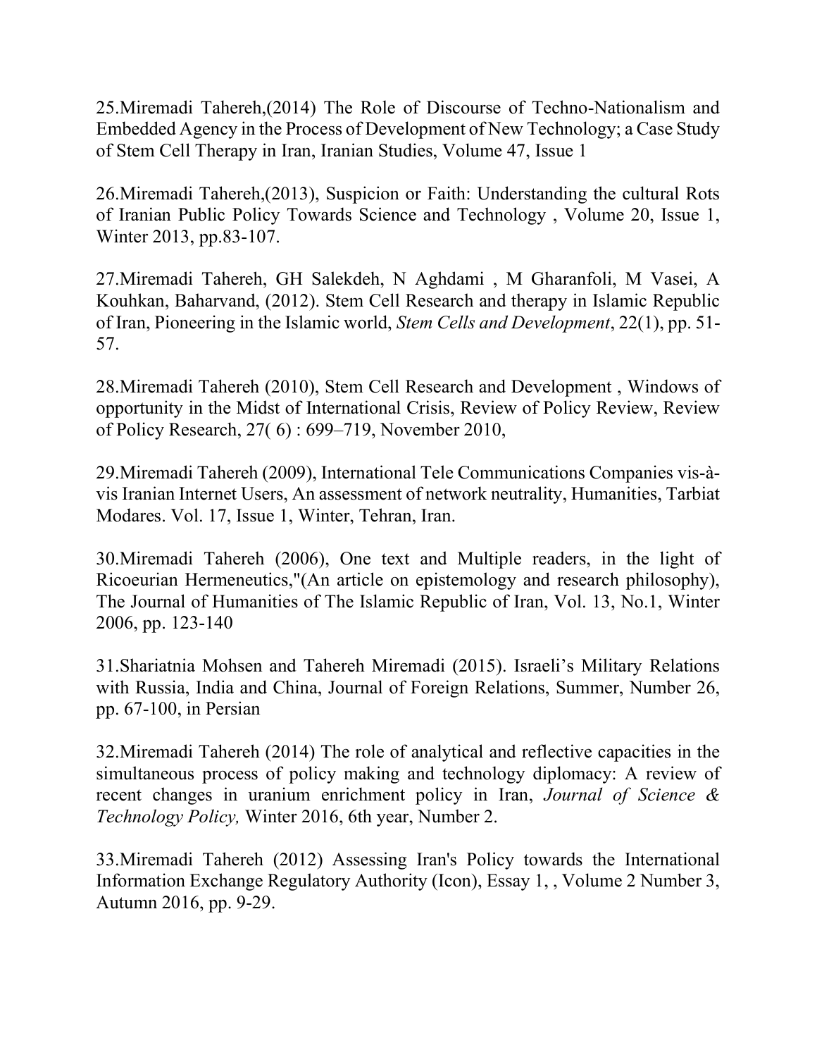25.Miremadi Tahereh,(2014) The Role of Discourse of Techno-Nationalism and Embedded Agency in the Process of Development of New Technology; a Case Study of Stem Cell Therapy in Iran, Iranian Studies, Volume 47, Issue 1

26.Miremadi Tahereh,(2013), Suspicion or Faith: Understanding the cultural Rots of Iranian Public Policy Towards Science and Technology , Volume 20, Issue 1, Winter 2013, pp.83-107.

27.Miremadi Tahereh, GH Salekdeh, N Aghdami , M Gharanfoli, M Vasei, A Kouhkan, Baharvand, (2012). Stem Cell Research and therapy in Islamic Republic of Iran, Pioneering in the Islamic world, *Stem Cells and Development*, 22(1), pp. 51-57.

28.Miremadi Tahereh (2010), Stem Cell Research and Development , Windows of opportunity in the Midst of International Crisis, Review of Policy Review, Review of Policy Research, 27( 6) : 699–719, November 2010,

29.Miremadi Tahereh (2009), International Tele Communications Companies vis-à-vis Iranian Internet Users, An assessment of network neutrality, Humanities, Tarbiat Modares. Vol. 17, Issue 1, Winter, Tehran, Iran.

30.Miremadi Tahereh (2006), One text and Multiple readers, in the light of Ricoeurian Hermeneutics,"(An article on epistemology and research philosophy), The Journal of Humanities of The Islamic Republic of Iran, Vol. 13, No.1, Winter 2006, pp. 123-140

31.Shariatnia Mohsen and Tahereh Miremadi (2015). Israeli's Military Relations with Russia, India and China, Journal of Foreign Relations, Summer, Number 26, pp. 67-100, in Persian

32.Miremadi Tahereh (2014) The role of analytical and reflective capacities in the simultaneous process of policy making and technology diplomacy: A review of recent changes in uranium enrichment policy in Iran, *Journal of Science & Technology Policy,* Winter 2016, 6th year, Number 2.

33.Miremadi Tahereh (2012) Assessing Iran's Policy towards the International Information Exchange Regulatory Authority (Icon), Essay 1, , Volume 2 Number 3, Autumn 2016, pp. 9-29.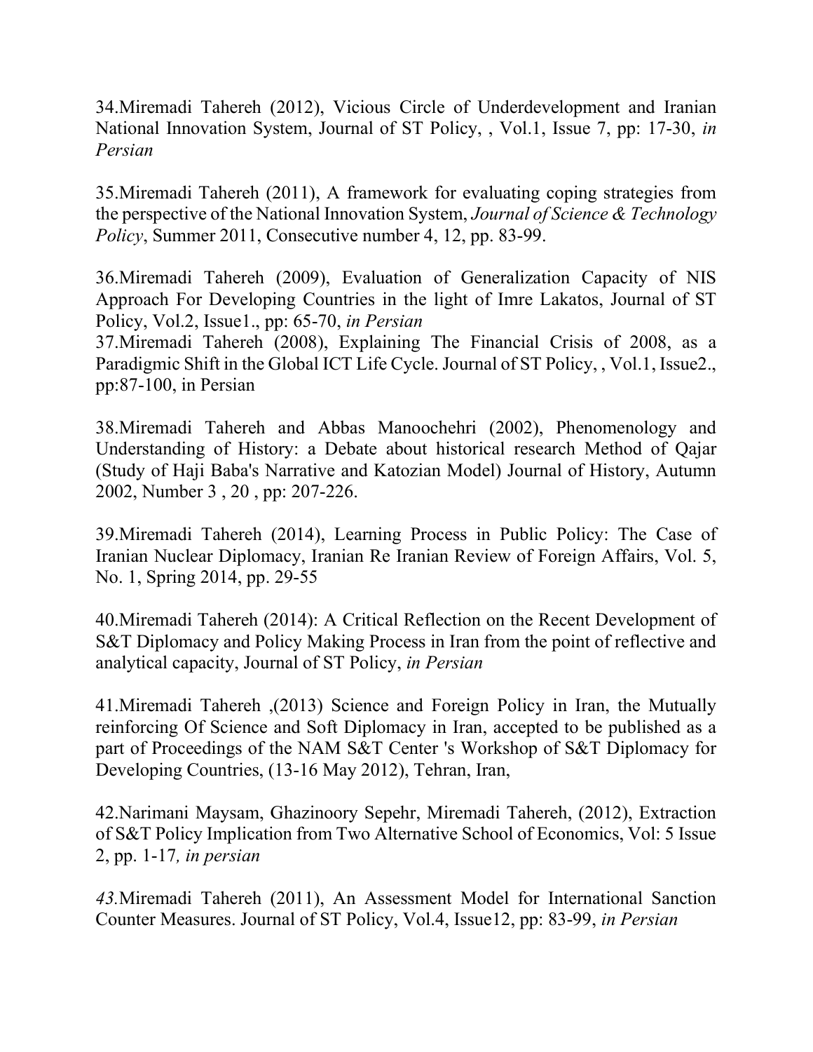34.Miremadi Tahereh (2012), Vicious Circle of Underdevelopment and Iranian National Innovation System, Journal of ST Policy, , Vol.1, Issue 7, pp: 17-30, *in Persian*

35.Miremadi Tahereh (2011), A framework for evaluating coping strategies from the perspective of the National Innovation System, *Journal of Science & Technology Policy*, Summer 2011, Consecutive number 4, 12, pp. 83-99.

36.Miremadi Tahereh (2009), Evaluation of Generalization Capacity of NIS Approach For Developing Countries in the light of Imre Lakatos, Journal of ST Policy, Vol.2, Issue1., pp: 65-70, *in Persian*

37.Miremadi Tahereh (2008), Explaining The Financial Crisis of 2008, as a Paradigmic Shift in the Global ICT Life Cycle. Journal of ST Policy, , Vol.1, Issue2., pp:87-100, in Persian

38.Miremadi Tahereh and Abbas Manoochehri (2002), Phenomenology and Understanding of History: a Debate about historical research Method of Qajar (Study of Haji Baba's Narrative and Katozian Model) Journal of History, Autumn 2002, Number 3 , 20 , pp: 207-226.

39.Miremadi Tahereh (2014), Learning Process in Public Policy: The Case of Iranian Nuclear Diplomacy, Iranian Re Iranian Review of Foreign Affairs, Vol. 5, No. 1, Spring 2014, pp. 29-55

40.Miremadi Tahereh (2014): A Critical Reflection on the Recent Development of S&T Diplomacy and Policy Making Process in Iran from the point of reflective and analytical capacity, Journal of ST Policy, *in Persian*

41.Miremadi Tahereh ,(2013) Science and Foreign Policy in Iran, the Mutually reinforcing Of Science and Soft Diplomacy in Iran, accepted to be published as a part of Proceedings of the NAM S&T Center 's Workshop of S&T Diplomacy for Developing Countries, (13-16 May 2012), Tehran, Iran,

42.Narimani Maysam, Ghazinoory Sepehr, Miremadi Tahereh, (2012), Extraction of S&T Policy Implication from Two Alternative School of Economics, Vol: 5 Issue 2, pp. 1-17*, in persian*

*43.*Miremadi Tahereh (2011), An Assessment Model for International Sanction Counter Measures. Journal of ST Policy, Vol.4, Issue12, pp: 83-99, *in Persian*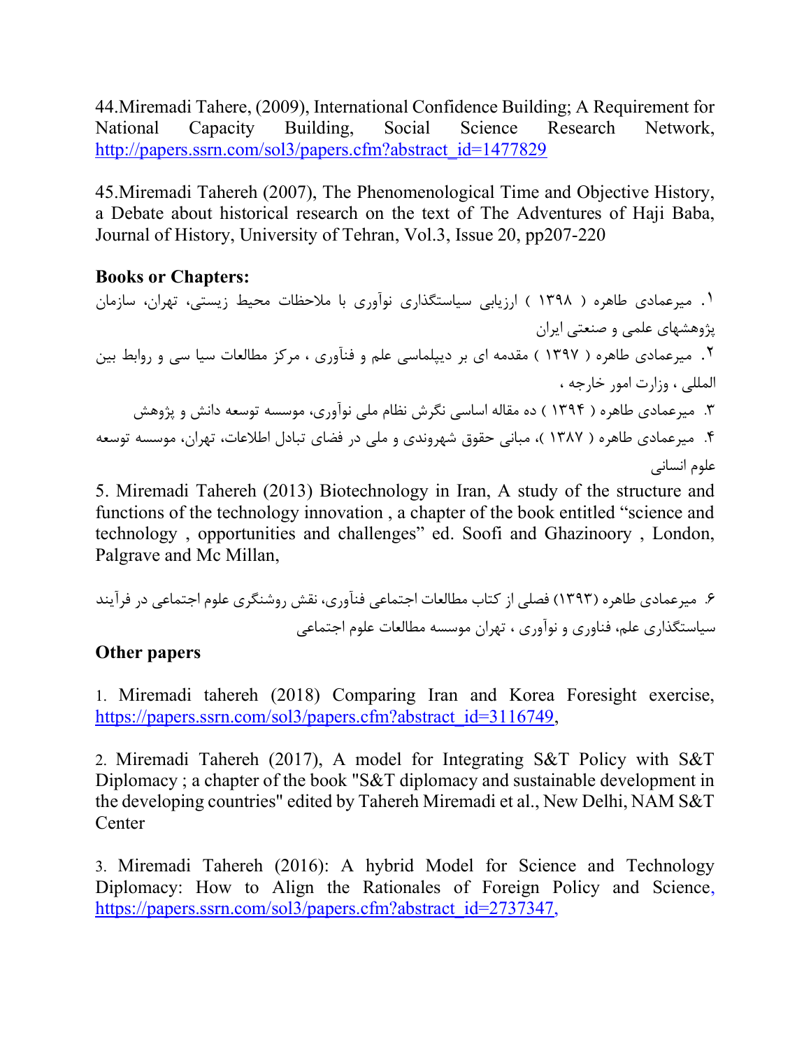44.Miremadi Tahere, (2009), International Confidence Building; A Requirement for National Capacity Building, Social Science Research Network, http://papers.ssrn.com/sol3/papers.cfm?abstract_id=1477829

45.Miremadi Tahereh (2007), The Phenomenological Time and Objective History, a Debate about historical research on the text of The Adventures of Haji Baba, Journal of History, University of Tehran, Vol.3, Issue 20, pp207-220

**Books or Chapters:**

۱. میرعمادی طاهره ( ۱۳۹۸ ) ارزیابی سیاستگذاری نوآوری با ملاحظات محیط زیستی، تهران، سازمان پژوهشهای علمی و صنعتی ایران

۲. میرعمادی طاهره ( ۱۳۹۷ ) مقدمه ای بر دیپلماسی علم و فنآوری ، مرکز مطالعات سیا سی و روابط بین المللی ، وزارت امور خارجه ،

۳. میرعمادی طاهره ( ۱۳۹۴ ) ده مقاله اساسی نگرش نظام ملی نوآوری، موسسه توسعه دانش و پژوهش

۴. میرعمادی طاهره ( ۱۳۸۷ )، مبانی حقوق شهروندی و ملی در فضای تبادل اطلاعات، تهران، موسسه توسعه علوم انسانی

5. Miremadi Tahereh (2013) Biotechnology in Iran, A study of the structure and functions of the technology innovation , a chapter of the book entitled "science and technology , opportunities and challenges" ed. Soofi and Ghazinoory , London, Palgrave and Mc Millan,

۶. میرعمادی طاهره (۱۳۹۳) فصلی از کتاب مطالعات اجتماعی فنآوری، نقش روشنگری علوم اجتماعی در فرآیند سیاستگذاری علم، فناوری و نوآوری ، تهران موسسه مطالعات علوم اجتماعی

**Other papers**

1. Miremadi tahereh (2018) Comparing Iran and Korea Foresight exercise, https://papers.ssrn.com/sol3/papers.cfm?abstract_id=3116749,

2. Miremadi Tahereh (2017), A model for Integrating S&T Policy with S&T Diplomacy ; a chapter of the book "S&T diplomacy and sustainable development in the developing countries" edited by Tahereh Miremadi et al., New Delhi, NAM S&T Center

3. Miremadi Tahereh (2016): A hybrid Model for Science and Technology Diplomacy: How to Align the Rationales of Foreign Policy and Science, https://papers.ssrn.com/sol3/papers.cfm?abstract_id=2737347,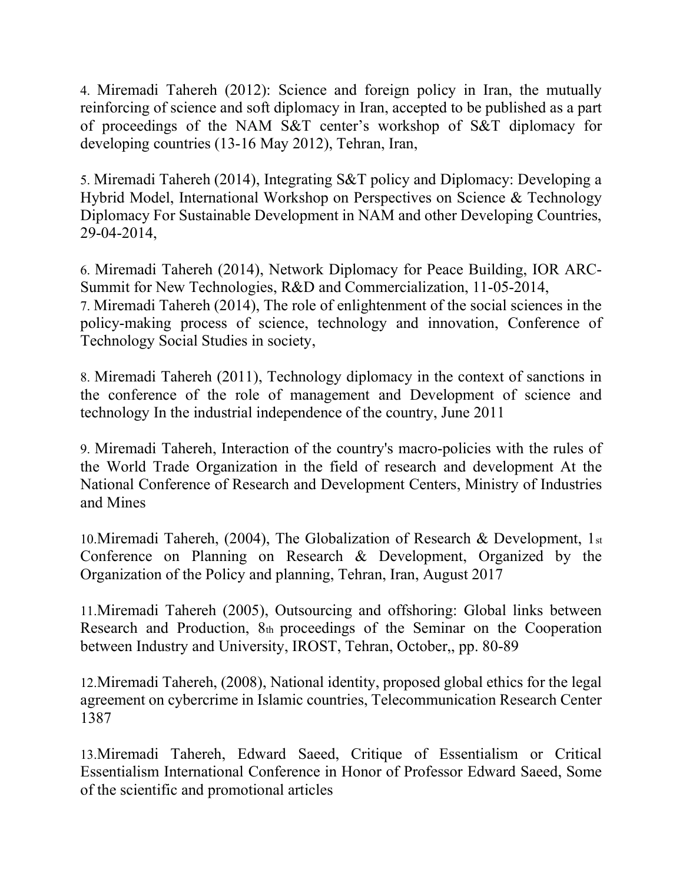4. Miremadi Tahereh (2012): Science and foreign policy in Iran, the mutually reinforcing of science and soft diplomacy in Iran, accepted to be published as a part of proceedings of the NAM S&T center's workshop of S&T diplomacy for developing countries (13-16 May 2012), Tehran, Iran,

5. Miremadi Tahereh (2014), Integrating S&T policy and Diplomacy: Developing a Hybrid Model, International Workshop on Perspectives on Science & Technology Diplomacy For Sustainable Development in NAM and other Developing Countries, 29-04-2014,

6. Miremadi Tahereh (2014), Network Diplomacy for Peace Building, IOR ARC-Summit for New Technologies, R&D and Commercialization, 11-05-2014,

7. Miremadi Tahereh (2014), The role of enlightenment of the social sciences in the policy-making process of science, technology and innovation, Conference of Technology Social Studies in society,

8. Miremadi Tahereh (2011), Technology diplomacy in the context of sanctions in the conference of the role of management and Development of science and technology In the industrial independence of the country, June 2011

9. Miremadi Tahereh, Interaction of the country's macro-policies with the rules of the World Trade Organization in the field of research and development At the National Conference of Research and Development Centers, Ministry of Industries and Mines

10. Miremadi Tahereh, (2004), The Globalization of Research & Development, 1st Conference on Planning on Research & Development, Organized by the Organization of the Policy and planning, Tehran, Iran, August 2017

11. Miremadi Tahereh (2005), Outsourcing and offshoring: Global links between Research and Production, 8th proceedings of the Seminar on the Cooperation between Industry and University, IROST, Tehran, October,, pp. 80-89

12. Miremadi Tahereh, (2008), National identity, proposed global ethics for the legal agreement on cybercrime in Islamic countries, Telecommunication Research Center 1387

13. Miremadi Tahereh, Edward Saeed, Critique of Essentialism or Critical Essentialism International Conference in Honor of Professor Edward Saeed, Some of the scientific and promotional articles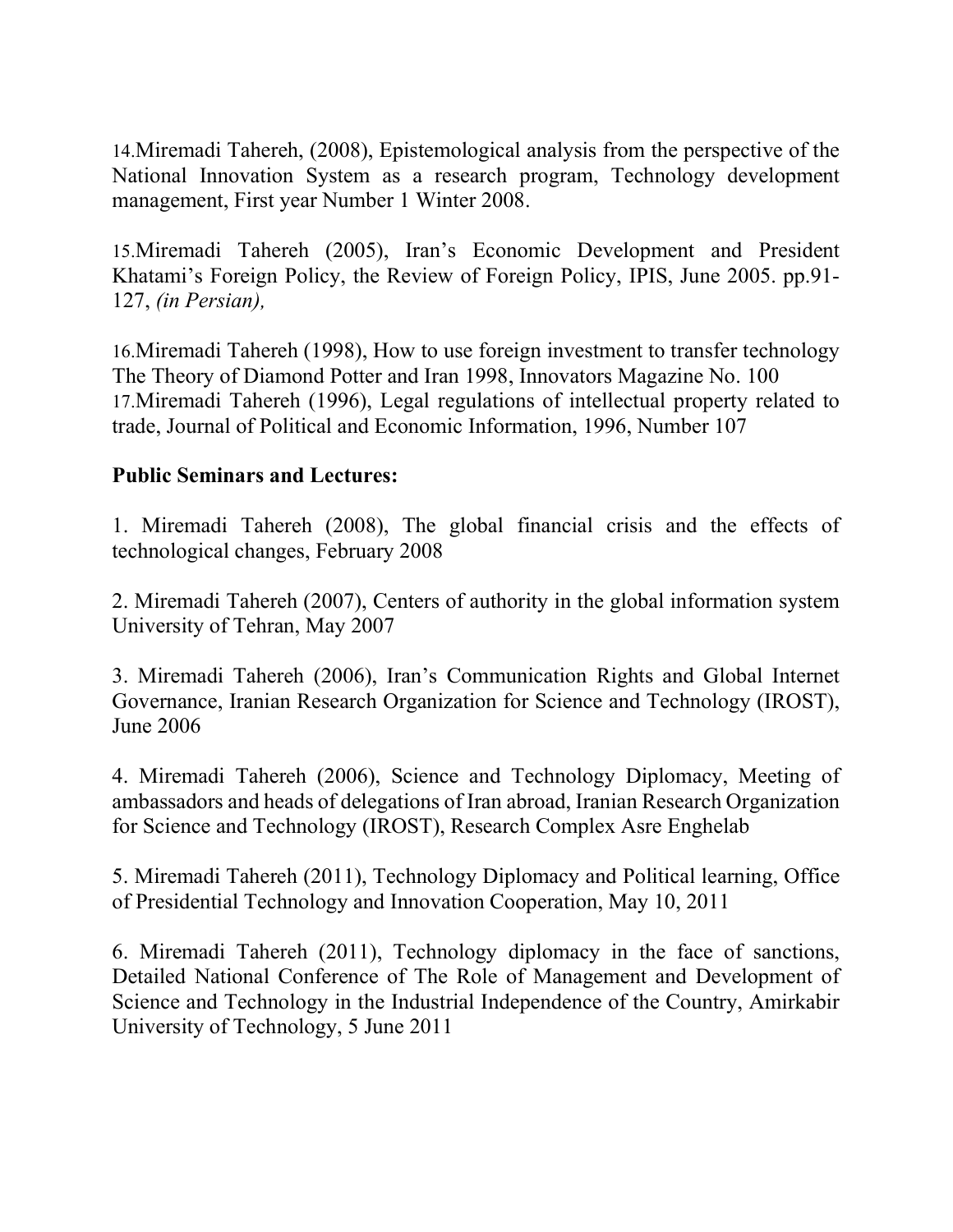14.Miremadi Tahereh, (2008), Epistemological analysis from the perspective of the National Innovation System as a research program, Technology development management, First year Number 1 Winter 2008.

15.Miremadi Tahereh (2005), Iran's Economic Development and President Khatami's Foreign Policy, the Review of Foreign Policy, IPIS, June 2005. pp.91-127, *(in Persian),*

16.Miremadi Tahereh (1998), How to use foreign investment to transfer technology The Theory of Diamond Potter and Iran 1998, Innovators Magazine No. 100
17.Miremadi Tahereh (1996), Legal regulations of intellectual property related to trade, Journal of Political and Economic Information, 1996, Number 107

**Public Seminars and Lectures:**

1. Miremadi Tahereh (2008), The global financial crisis and the effects of technological changes, February 2008

2. Miremadi Tahereh (2007), Centers of authority in the global information system University of Tehran, May 2007

3. Miremadi Tahereh (2006), Iran's Communication Rights and Global Internet Governance, Iranian Research Organization for Science and Technology (IROST), June 2006

4. Miremadi Tahereh (2006), Science and Technology Diplomacy, Meeting of ambassadors and heads of delegations of Iran abroad, Iranian Research Organization for Science and Technology (IROST), Research Complex Asre Enghelab

5. Miremadi Tahereh (2011), Technology Diplomacy and Political learning, Office of Presidential Technology and Innovation Cooperation, May 10, 2011

6. Miremadi Tahereh (2011), Technology diplomacy in the face of sanctions, Detailed National Conference of The Role of Management and Development of Science and Technology in the Industrial Independence of the Country, Amirkabir University of Technology, 5 June 2011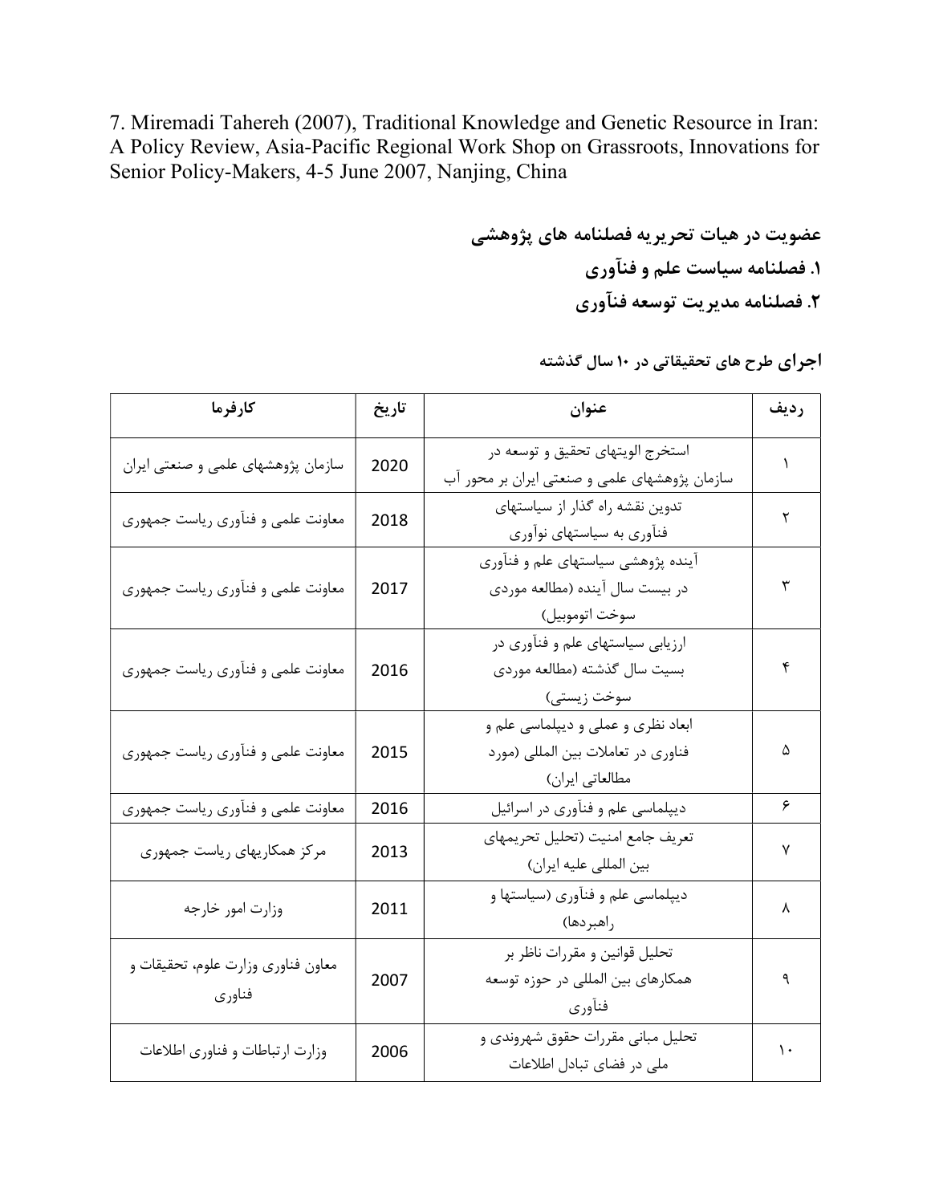7. Miremadi Tahereh (2007), Traditional Knowledge and Genetic Resource in Iran: A Policy Review, Asia-Pacific Regional Work Shop on Grassroots, Innovations for Senior Policy-Makers, 4-5 June 2007, Nanjing, China

## عضویت در هیات تحریریه فصلنامه های پژوهشی

۱. فصلنامه سیاست علم و فنآوری

۲. فصلنامه مدیریت توسعه فنآوری

### اجرای طرح های تحقیقاتی در ۱۰ سال گذشته

| ردیف | عنوان | تاریخ | کارفرما |
|---|---|---|---|
| ۱ | استخرج الویتهای تحقیق و توسعه در سازمان پژوهشهای علمی و صنعتی ایران بر محور آب | 2020 | سازمان پژوهشهای علمی و صنعتی ایران |
| ۲ | تدوین نقشه راه گذار از سیاستهای فنآوری به سیاستهای نوآوری | 2018 | معاونت علمی و فنآوری ریاست جمهوری |
| ۳ | آینده پژوهشی سیاستهای علم و فنآوری در بیست سال آینده (مطالعه موردی سوخت اتوموبیل) | 2017 | معاونت علمی و فنآوری ریاست جمهوری |
| ۴ | ارزیابی سیاستهای علم و فنآوری در بسیت سال گذشته (مطالعه موردی سوخت زیستی) | 2016 | معاونت علمی و فنآوری ریاست جمهوری |
| ۵ | ابعاد نظری و عملی و دیپلماسی علم و فناوری در تعاملات بین المللی (مورد مطالعاتی ایران) | 2015 | معاونت علمی و فنآوری ریاست جمهوری |
| ۶ | دیپلماسی علم و فنآوری در اسرائیل | 2016 | معاونت علمی و فنآوری ریاست جمهوری |
| ۷ | تعریف جامع امنیت (تحلیل تحریمهای بین المللی علیه ایران) | 2013 | مرکز همکاریهای ریاست جمهوری |
| ۸ | دیپلماسی علم و فنآوری (سیاستها و راهبردها) | 2011 | وزارت امور خارجه |
| ۹ | تحلیل قوانین و مقررات ناظر بر همکارهای بین المللی در حوزه توسعه فنآوری | 2007 | معاون فناوری وزارت علوم، تحقیقات و فناوری |
| ۱۰ | تحلیل مبانی مقررات حقوق شهروندی و ملی در فضای تبادل اطلاعات | 2006 | وزارت ارتباطات و فناوری اطلاعات |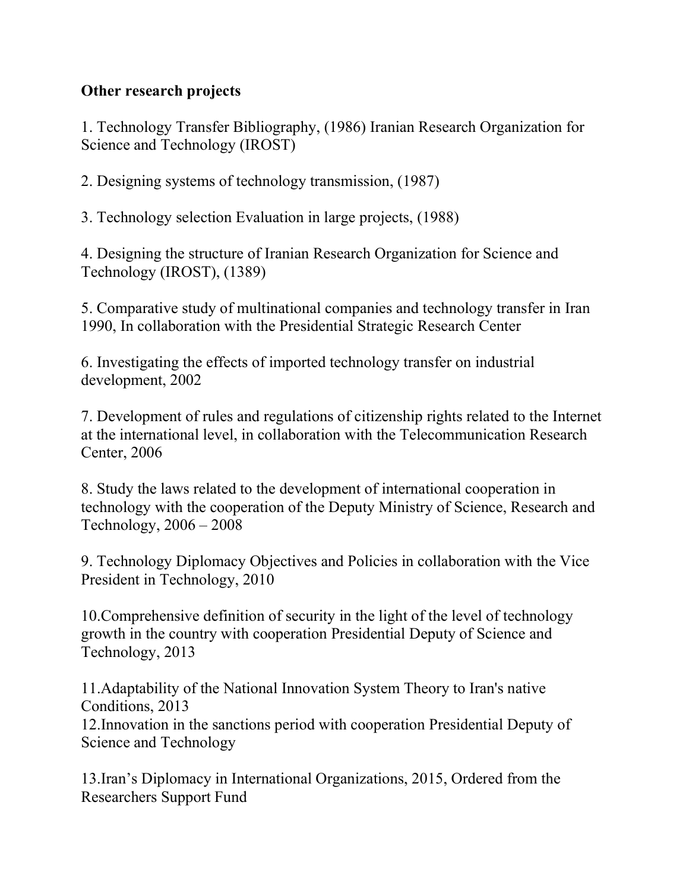**Other research projects**

1. Technology Transfer Bibliography, (1986) Iranian Research Organization for Science and Technology (IROST)

2. Designing systems of technology transmission, (1987)

3. Technology selection Evaluation in large projects, (1988)

4. Designing the structure of Iranian Research Organization for Science and Technology (IROST), (1389)

5. Comparative study of multinational companies and technology transfer in Iran 1990, In collaboration with the Presidential Strategic Research Center

6. Investigating the effects of imported technology transfer on industrial development, 2002

7. Development of rules and regulations of citizenship rights related to the Internet at the international level, in collaboration with the Telecommunication Research Center, 2006

8. Study the laws related to the development of international cooperation in technology with the cooperation of the Deputy Ministry of Science, Research and Technology, 2006 – 2008

9. Technology Diplomacy Objectives and Policies in collaboration with the Vice President in Technology, 2010

10.Comprehensive definition of security in the light of the level of technology growth in the country with cooperation Presidential Deputy of Science and Technology, 2013

11.Adaptability of the National Innovation System Theory to Iran's native Conditions, 2013

12.Innovation in the sanctions period with cooperation Presidential Deputy of Science and Technology

13.Iran's Diplomacy in International Organizations, 2015, Ordered from the Researchers Support Fund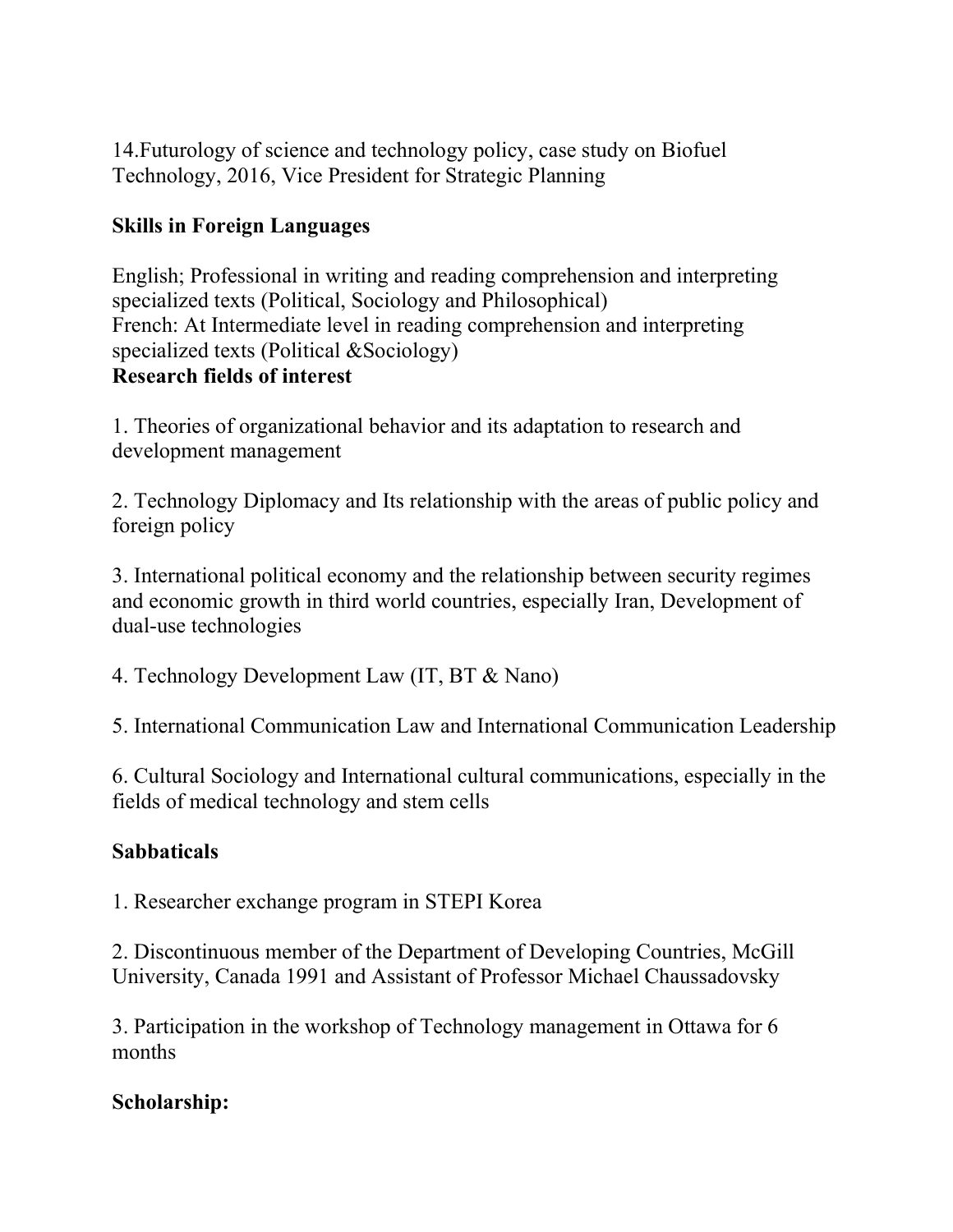14.Futurology of science and technology policy, case study on Biofuel Technology, 2016, Vice President for Strategic Planning

**Skills in Foreign Languages**

English; Professional in writing and reading comprehension and interpreting specialized texts (Political, Sociology and Philosophical)
French: At Intermediate level in reading comprehension and interpreting specialized texts (Political &Sociology)

**Research fields of interest**

1. Theories of organizational behavior and its adaptation to research and development management

2. Technology Diplomacy and Its relationship with the areas of public policy and foreign policy

3. International political economy and the relationship between security regimes and economic growth in third world countries, especially Iran, Development of dual-use technologies

4. Technology Development Law (IT, BT & Nano)

5. International Communication Law and International Communication Leadership

6. Cultural Sociology and International cultural communications, especially in the fields of medical technology and stem cells

**Sabbaticals**

1. Researcher exchange program in STEPI Korea

2. Discontinuous member of the Department of Developing Countries, McGill University, Canada 1991 and Assistant of Professor Michael Chaussadovsky

3. Participation in the workshop of Technology management in Ottawa for 6 months

**Scholarship:**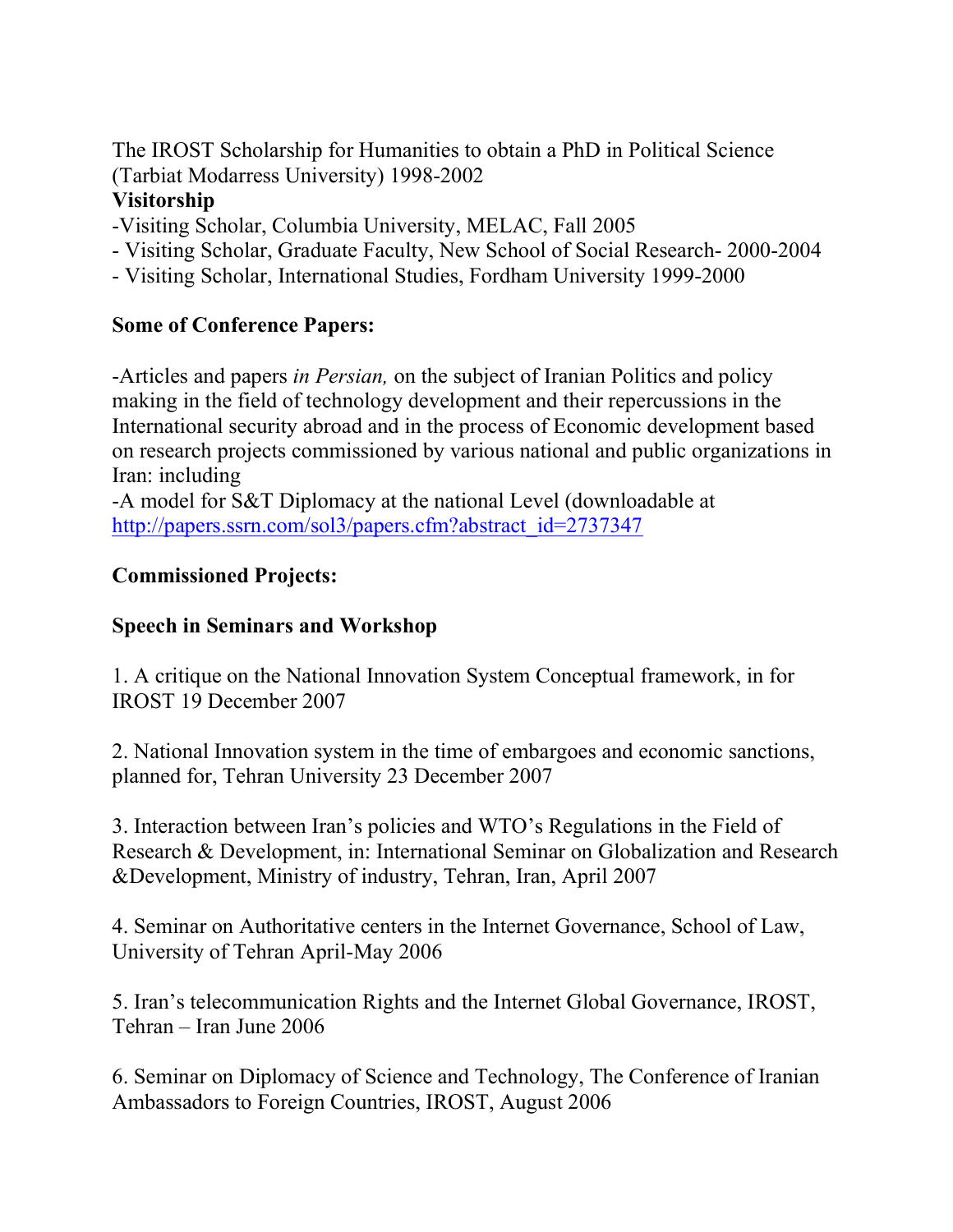The IROST Scholarship for Humanities to obtain a PhD in Political Science (Tarbiat Modarress University) 1998-2002

**Visitorship**

-Visiting Scholar, Columbia University, MELAC, Fall 2005
- Visiting Scholar, Graduate Faculty, New School of Social Research- 2000-2004
- Visiting Scholar, International Studies, Fordham University 1999-2000

**Some of Conference Papers:**

-Articles and papers *in Persian,* on the subject of Iranian Politics and policy making in the field of technology development and their repercussions in the International security abroad and in the process of Economic development based on research projects commissioned by various national and public organizations in Iran: including

-A model for S&T Diplomacy at the national Level (downloadable at http://papers.ssrn.com/sol3/papers.cfm?abstract_id=2737347

**Commissioned Projects:**

**Speech in Seminars and Workshop**

1. A critique on the National Innovation System Conceptual framework, in for IROST 19 December 2007

2. National Innovation system in the time of embargoes and economic sanctions, planned for, Tehran University 23 December 2007

3. Interaction between Iran's policies and WTO's Regulations in the Field of Research & Development, in: International Seminar on Globalization and Research &Development, Ministry of industry, Tehran, Iran, April 2007

4. Seminar on Authoritative centers in the Internet Governance, School of Law, University of Tehran April-May 2006

5. Iran's telecommunication Rights and the Internet Global Governance, IROST, Tehran – Iran June 2006

6. Seminar on Diplomacy of Science and Technology, The Conference of Iranian Ambassadors to Foreign Countries, IROST, August 2006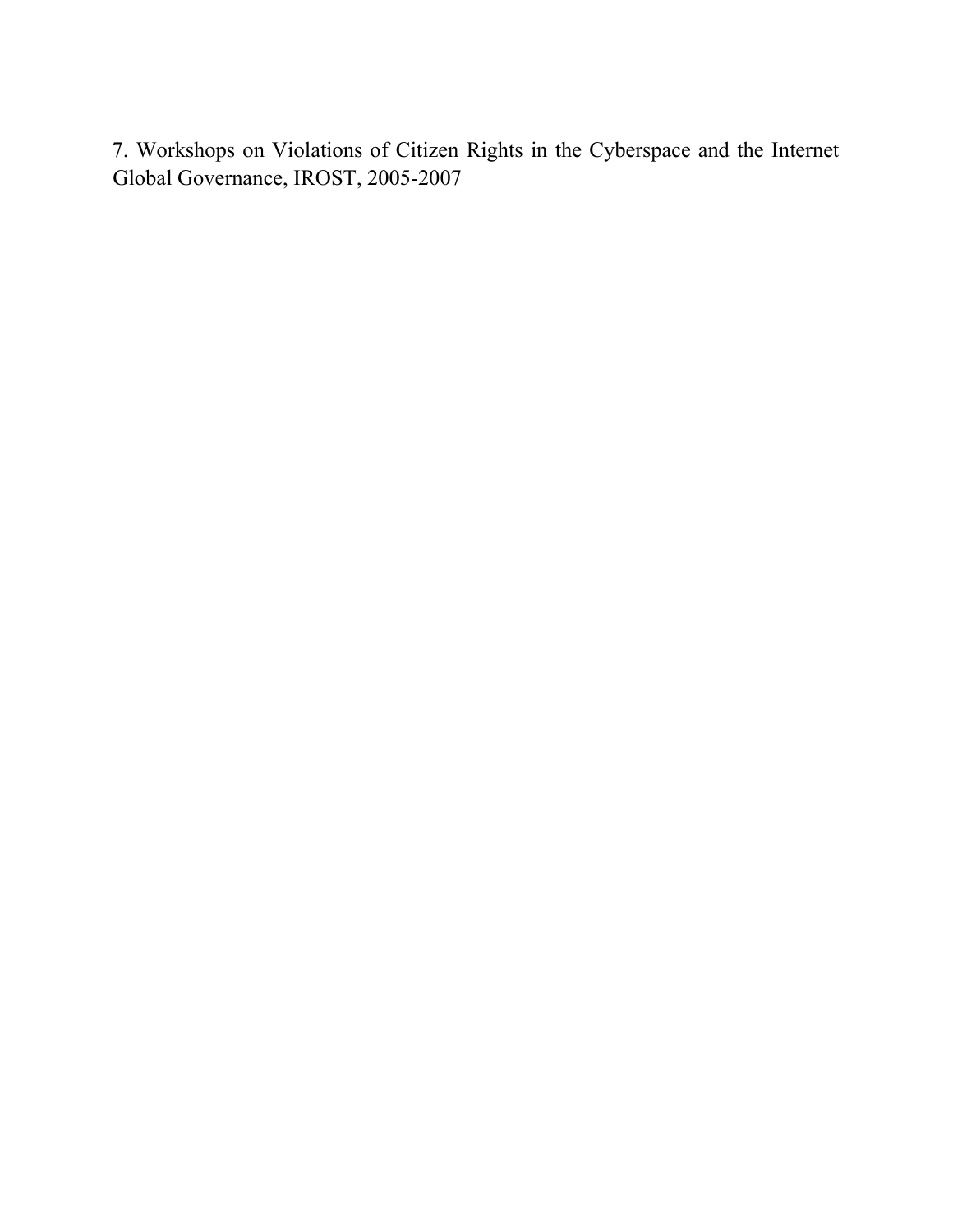7. Workshops on Violations of Citizen Rights in the Cyberspace and the Internet Global Governance, IROST, 2005-2007